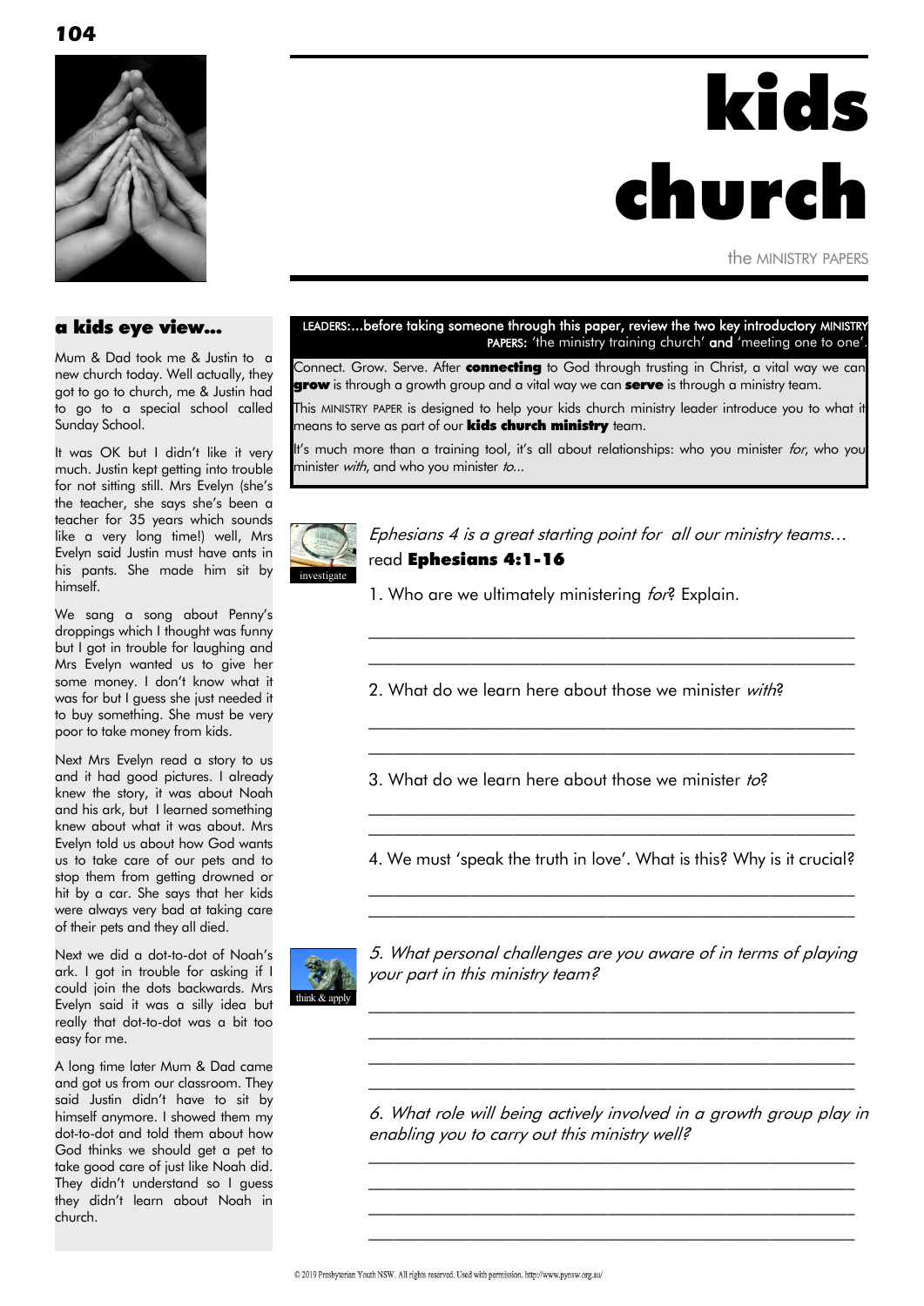# kids church

the MINISTRY PAPERS

## a kids eye view...

Mum & Dad took me & Justin to a new church today. Well actually, they got to go to church, me & Justin had to go to a special school called Sunday School.

It was OK but I didn't like it very much. Justin kept getting into trouble for not sitting still. Mrs Evelyn (she's the teacher, she says she's been a teacher for 35 years which sounds like a very long time!) well, Mrs Evelyn said Justin must have ants in his pants. She made him sit by himself.

We sang a song about Penny's droppings which I thought was funny but I got in trouble for laughing and Mrs Evelyn wanted us to give her some money. I don't know what it was for but I guess she just needed it to buy something. She must be very poor to take money from kids.

Next Mrs Evelyn read a story to us and it had good pictures. I already knew the story, it was about Noah and his ark, but I learned something knew about what it was about. Mrs Evelyn told us about how God wants us to take care of our pets and to stop them from getting drowned or hit by a car. She says that her kids were always very bad at taking care of their pets and they all died.

Next we did a dot-to-dot of Noah's ark. I got in trouble for asking if I could join the dots backwards. Mrs Evelyn said it was a silly idea but really that dot-to-dot was a bit too easy for me.

A long time later Mum & Dad came and got us from our classroom. They said Justin didn't have to sit by himself anymore. I showed them my dot-to-dot and told them about how God thinks we should get a pet to take good care of just like Noah did. They didn't understand so I guess they didn't learn about Noah in church.

---

LEADERS:...before taking someone through this paper, review the two key introductory MINISTRY PAPERS: 'the ministry training church' **and** 'meeting one to one'.

Connect. Grow. Serve. After **connecting** to God through trusting in Christ, a vital way we can **grow** is through a growth group and a vital way we can **serve** is through a ministry team.

This MINISTRY PAPER is designed to help your kids church ministry leader introduce you to what it means to serve as part of our **kids church ministry** team.

It's much more than a training tool, it's all about relationships: who you minister *for*, who you minister *with*, and who you minister *to*...

investigate

*Ephesians 4 is a great starting point for all our ministry teams…*
read **Ephesians 4:1-16**

1. Who are we ultimately ministering *for*? Explain.

_______________________________________________

_______________________________________________

2. What do we learn here about those we minister *with*?

_______________________________________________

_______________________________________________

3. What do we learn here about those we minister *to*?

_______________________________________________

_______________________________________________

4. We must 'speak the truth in love'. What is this? Why is it crucial?

_______________________________________________

_______________________________________________

think & apply

*5. What personal challenges are you aware of in terms of playing your part in this ministry team?*

_______________________________________________

_______________________________________________

_______________________________________________

_______________________________________________

*6. What role will being actively involved in a growth group play in enabling you to carry out this ministry well?*

_______________________________________________

_______________________________________________

_______________________________________________

_______________________________________________

© 2019 Presbyterian Youth NSW. All rights reserved. Used with permission. http://www.pynsw.org.au/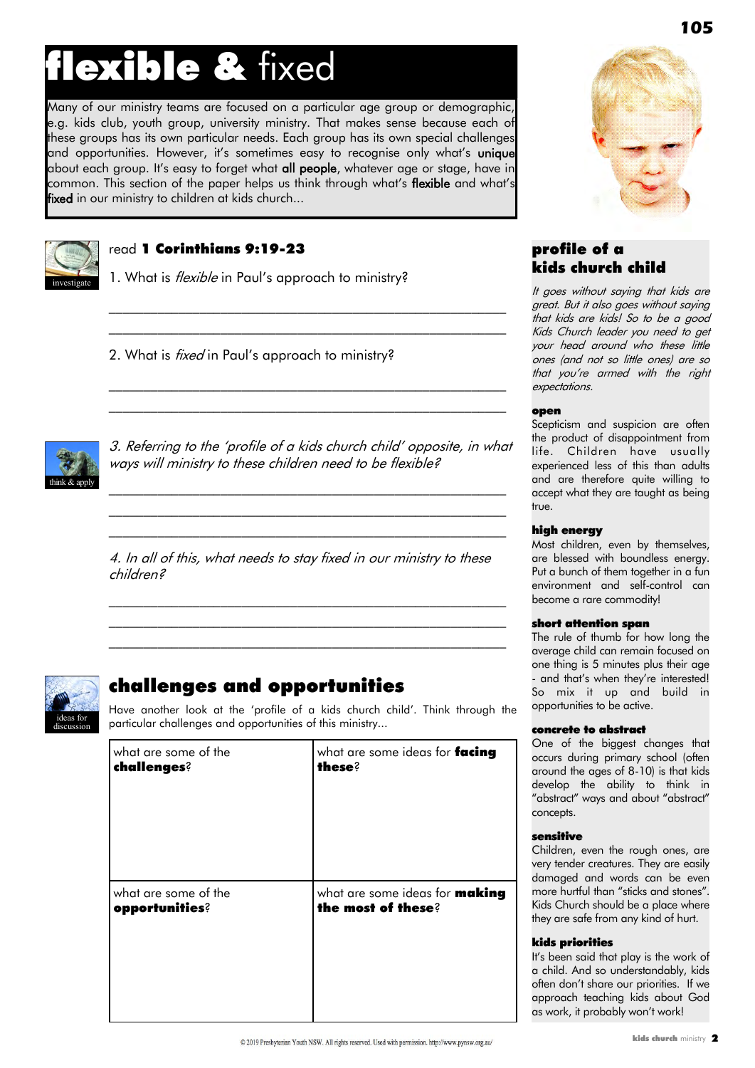# **flexible &** fixed

Many of our ministry teams are focused on a particular age group or demographic, e.g. kids club, youth group, university ministry. That makes sense because each of these groups has its own particular needs. Each group has its own special challenges and opportunities. However, it's sometimes easy to recognise only what's **unique** about each group. It's easy to forget what **all people**, whatever age or stage, have in common. This section of the paper helps us think through what's **flexible** and what's **fixed** in our ministry to children at kids church...

investigate

read **1 Corinthians 9:19-23**

1. What is *flexible* in Paul's approach to ministry?

________________________________________________

________________________________________________

2. What is *fixed* in Paul's approach to ministry?

________________________________________________

________________________________________________

think & apply

*3. Referring to the 'profile of a kids church child' opposite, in what ways will ministry to these children need to be flexible?*

________________________________________________

________________________________________________

________________________________________________

*4. In all of this, what needs to stay fixed in our ministry to these children?*

________________________________________________

________________________________________________

________________________________________________

ideas for discussion

## challenges and opportunities

Have another look at the 'profile of a kids church child'. Think through the particular challenges and opportunities of this ministry...

| what are some of the **challenges**? | what are some ideas for **facing these**? |
|---|---|
| what are some of the **opportunities**? | what are some ideas for **making the most of these**? |

## profile of a kids church child

*It goes without saying that kids are great. But it also goes without saying that kids are kids! So to be a good Kids Church leader you need to get your head around who these little ones (and not so little ones) are so that you're armed with the right expectations.*

**open**

Scepticism and suspicion are often the product of disappointment from life. Children have usually experienced less of this than adults and are therefore quite willing to accept what they are taught as being true.

**high energy**

Most children, even by themselves, are blessed with boundless energy. Put a bunch of them together in a fun environment and self-control can become a rare commodity!

**short attention span**

The rule of thumb for how long the average child can remain focused on one thing is 5 minutes plus their age - and that's when they're interested! So mix it up and build in opportunities to be active.

**concrete to abstract**

One of the biggest changes that occurs during primary school (often around the ages of 8-10) is that kids develop the ability to think in "abstract" ways and about "abstract" concepts.

**sensitive**

Children, even the rough ones, are very tender creatures. They are easily damaged and words can be even more hurtful than "sticks and stones". Kids Church should be a place where they are safe from any kind of hurt.

**kids priorities**

It's been said that play is the work of a child. And so understandably, kids often don't share our priorities. If we approach teaching kids about God as work, it probably won't work!

© 2019 Presbyterian Youth NSW. All rights reserved. Used with permission. http://www.pynsw.org.au/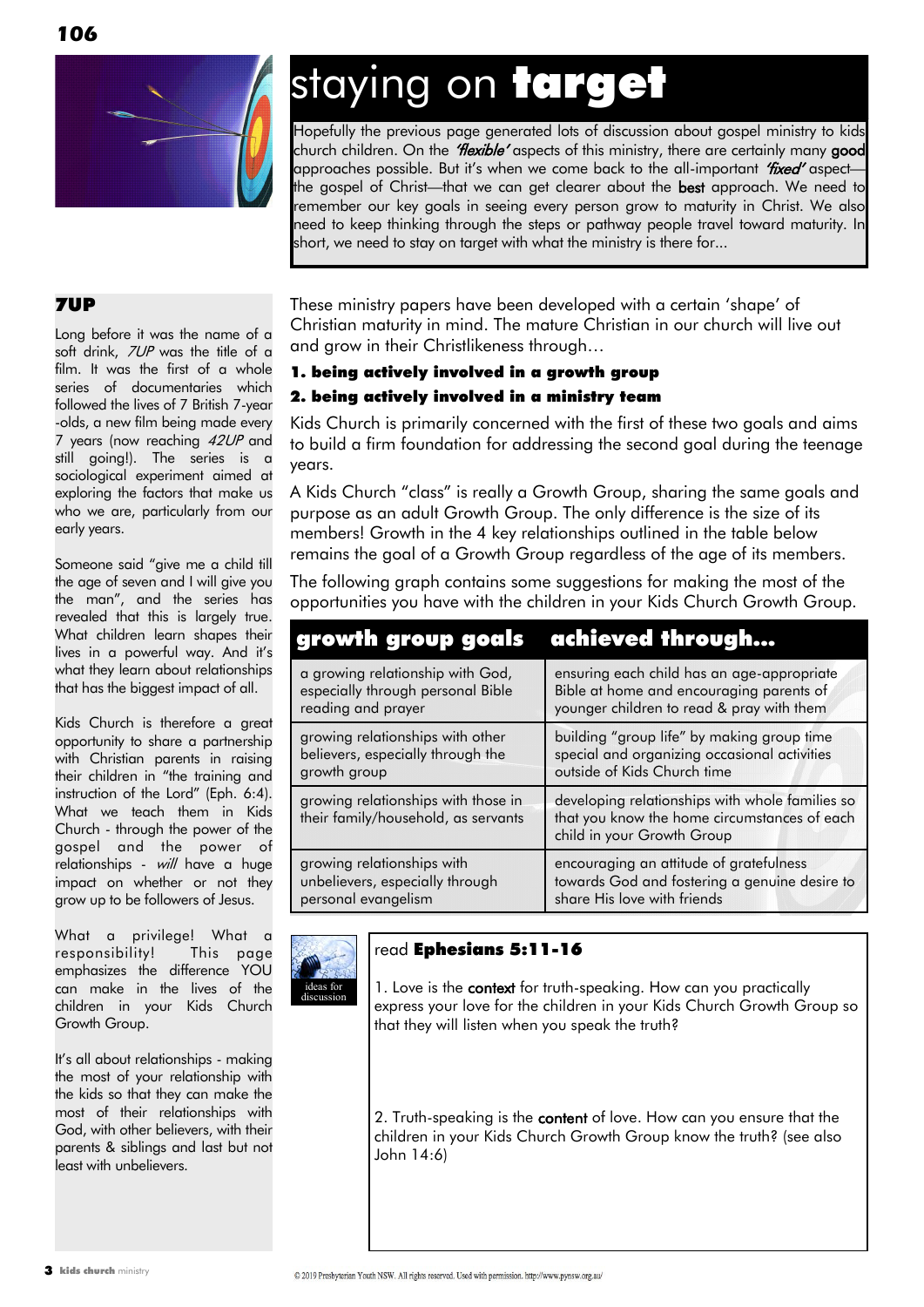# staying on **target**

Hopefully the previous page generated lots of discussion about gospel ministry to kids church children. On the *'flexible'* aspects of this ministry, there are certainly many good approaches possible. But it's when we come back to the all-important *'fixed'* aspect—the gospel of Christ—that we can get clearer about the best approach. We need to remember our key goals in seeing every person grow to maturity in Christ. We also need to keep thinking through the steps or pathway people travel toward maturity. In short, we need to stay on target with what the ministry is there for...

These ministry papers have been developed with a certain 'shape' of Christian maturity in mind. The mature Christian in our church will live out and grow in their Christlikeness through…

**1. being actively involved in a growth group**

**2. being actively involved in a ministry team**

Kids Church is primarily concerned with the first of these two goals and aims to build a firm foundation for addressing the second goal during the teenage years.

A Kids Church "class" is really a Growth Group, sharing the same goals and purpose as an adult Growth Group. The only difference is the size of its members! Growth in the 4 key relationships outlined in the table below remains the goal of a Growth Group regardless of the age of its members.

The following graph contains some suggestions for making the most of the opportunities you have with the children in your Kids Church Growth Group.

| growth group goals | achieved through… |
|---|---|
| a growing relationship with God, especially through personal Bible reading and prayer | ensuring each child has an age-appropriate Bible at home and encouraging parents of younger children to read & pray with them |
| growing relationships with other believers, especially through the growth group | building "group life" by making group time special and organizing occasional activities outside of Kids Church time |
| growing relationships with those in their family/household, as servants | developing relationships with whole families so that you know the home circumstances of each child in your Growth Group |
| growing relationships with unbelievers, especially through personal evangelism | encouraging an attitude of gratefulness towards God and fostering a genuine desire to share His love with friends |

ideas for discussion

read **Ephesians 5:11-16**

1. Love is the context for truth-speaking. How can you practically express your love for the children in your Kids Church Growth Group so that they will listen when you speak the truth?

2. Truth-speaking is the content of love. How can you ensure that the children in your Kids Church Growth Group know the truth? (see also John 14:6)

## 7UP

Long before it was the name of a soft drink, *7UP* was the title of a film. It was the first of a whole series of documentaries which followed the lives of 7 British 7-year-olds, a new film being made every 7 years (now reaching *42UP* and still going!). The series is a sociological experiment aimed at exploring the factors that make us who we are, particularly from our early years.

Someone said "give me a child till the age of seven and I will give you the man", and the series has revealed that this is largely true. What children learn shapes their lives in a powerful way. And it's what they learn about relationships that has the biggest impact of all.

Kids Church is therefore a great opportunity to share a partnership with Christian parents in raising their children in "the training and instruction of the Lord" (Eph. 6:4). What we teach them in Kids Church - through the power of the gospel and the power of relationships - *will* have a huge impact on whether or not they grow up to be followers of Jesus.

What a privilege! What a responsibility! This page emphasizes the difference YOU can make in the lives of the children in your Kids Church Growth Group.

It's all about relationships - making the most of your relationship with the kids so that they can make the most of their relationships with God, with other believers, with their parents & siblings and last but not least with unbelievers.

© 2019 Presbyterian Youth NSW. All rights reserved. Used with permission. http://www.pynsw.org.au/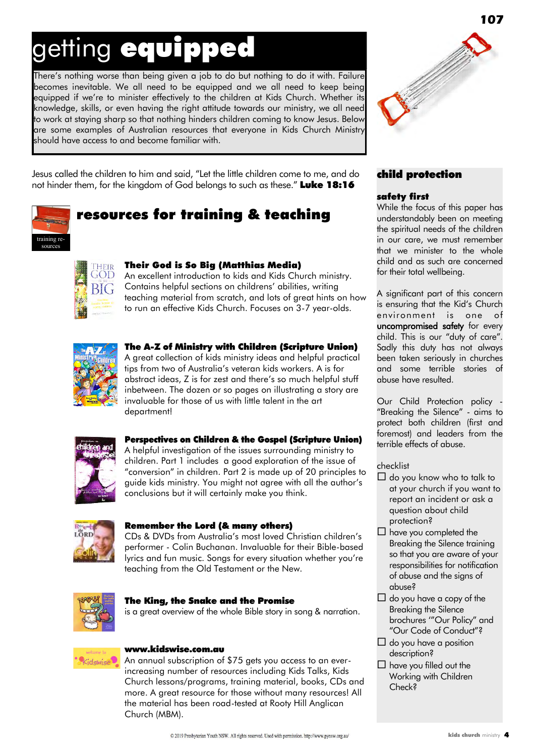# getting **equipped**

There's nothing worse than being given a job to do but nothing to do it with. Failure becomes inevitable. We all need to be equipped and we all need to keep being equipped if we're to minister effectively to the children at Kids Church. Whether its knowledge, skills, or even having the right attitude towards our ministry, we all need to work at staying sharp so that nothing hinders children coming to know Jesus. Below are some examples of Australian resources that everyone in Kids Church Ministry should have access to and become familiar with.

Jesus called the children to him and said, "Let the little children come to me, and do not hinder them, for the kingdom of God belongs to such as these." **Luke 18:16**

## resources for training & teaching

training resources

### Their God is So Big (Matthias Media)

An excellent introduction to kids and Kids Church ministry. Contains helpful sections on childrens' abilities, writing teaching material from scratch, and lots of great hints on how to run an effective Kids Church. Focuses on 3-7 year-olds.

### The A-Z of Ministry with Children (Scripture Union)

A great collection of kids ministry ideas and helpful practical tips from two of Australia's veteran kids workers. A is for abstract ideas, Z is for zest and there's so much helpful stuff inbetween. The dozen or so pages on illustrating a story are invaluable for those of us with little talent in the art department!

### Perspectives on Children & the Gospel (Scripture Union)

A helpful investigation of the issues surrounding ministry to children. Part 1 includes a good exploration of the issue of "conversion" in children. Part 2 is made up of 20 principles to guide kids ministry. You might not agree with all the author's conclusions but it will certainly make you think.

### Remember the Lord (& many others)

CDs & DVDs from Australia's most loved Christian children's performer - Colin Buchanan. Invaluable for their Bible-based lyrics and fun music. Songs for every situation whether you're teaching from the Old Testament or the New.

### The King, the Snake and the Promise

is a great overview of the whole Bible story in song & narration.

### www.kidswise.com.au

An annual subscription of $75 gets you access to an ever-increasing number of resources including Kids Talks, Kids Church lessons/programs, training material, books, CDs and more. A great resource for those without many resources! All the material has been road-tested at Rooty Hill Anglican Church (MBM).

## child protection

### safety first

While the focus of this paper has understandably been on meeting the spiritual needs of the children in our care, we must remember that we minister to the whole child and as such are concerned for their total wellbeing.

A significant part of this concern is ensuring that the Kid's Church environment is one of uncompromised safety for every child. This is our "duty of care". Sadly this duty has not always been taken seriously in churches and some terrible stories of abuse have resulted.

Our Child Protection policy - "Breaking the Silence" - aims to protect both children (first and foremost) and leaders from the terrible effects of abuse.

checklist

- ☐ do you know who to talk to at your church if you want to report an incident or ask a question about child protection?
- ☐ have you completed the Breaking the Silence training so that you are aware of your responsibilities for notification of abuse and the signs of abuse?
- ☐ do you have a copy of the Breaking the Silence brochures '"Our Policy" and "Our Code of Conduct"?
- ☐ do you have a position description?
- ☐ have you filled out the Working with Children Check?

© 2019 Presbyterian Youth NSW. All rights reserved. Used with permission. http://www.pynsw.org.au/